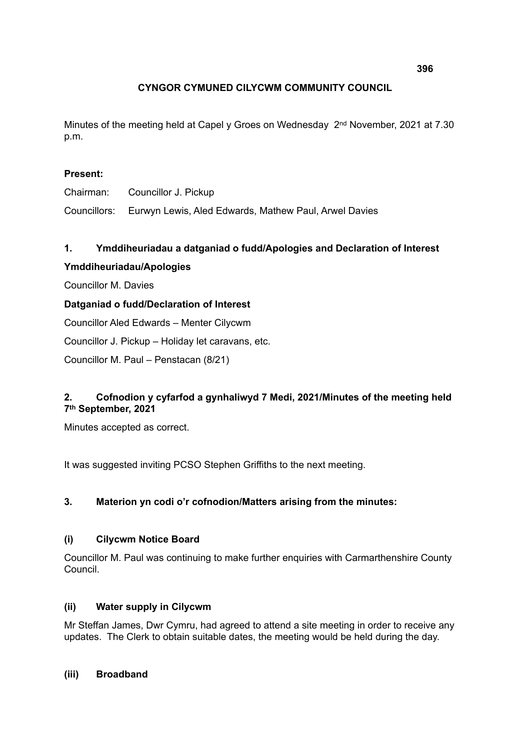# CYNGOR CYMUNED CILYCWM COMMUNITY COUNCIL

Minutes of the meeting held at Capel y Groes on Wednesday 2nd November, 2021 at 7.30 p.m.

**Present:**

Chairman: Councillor J. Pickup

Councillors: Eurwyn Lewis, Aled Edwards, Mathew Paul, Arwel Davies

## 1. Ymddiheuriadau a datganiad o fudd/Apologies and Declaration of Interest

**Ymddiheuriadau/Apologies**

Councillor M. Davies

**Datganiad o fudd/Declaration of Interest**

Councillor Aled Edwards – Menter Cilycwm

Councillor J. Pickup – Holiday let caravans, etc.

Councillor M. Paul – Penstacan (8/21)

## 2. Cofnodion y cyfarfod a gynhaliwyd 7 Medi, 2021/Minutes of the meeting held 7th September, 2021

Minutes accepted as correct.

It was suggested inviting PCSO Stephen Griffiths to the next meeting.

## 3. Materion yn codi o'r cofnodion/Matters arising from the minutes:

### (i) Cilycwm Notice Board

Councillor M. Paul was continuing to make further enquiries with Carmarthenshire County Council.

### (ii) Water supply in Cilycwm

Mr Steffan James, Dwr Cymru, had agreed to attend a site meeting in order to receive any updates. The Clerk to obtain suitable dates, the meeting would be held during the day.

### (iii) Broadband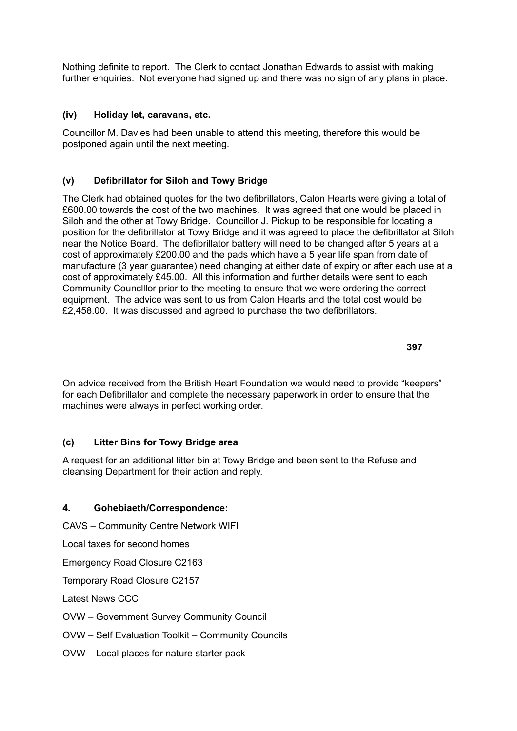Nothing definite to report. The Clerk to contact Jonathan Edwards to assist with making further enquiries. Not everyone had signed up and there was no sign of any plans in place.

### (iv) Holiday let, caravans, etc.

Councillor M. Davies had been unable to attend this meeting, therefore this would be postponed again until the next meeting.

### (v) Defibrillator for Siloh and Towy Bridge

The Clerk had obtained quotes for the two defibrillators, Calon Hearts were giving a total of £600.00 towards the cost of the two machines. It was agreed that one would be placed in Siloh and the other at Towy Bridge. Councillor J. Pickup to be responsible for locating a position for the defibrillator at Towy Bridge and it was agreed to place the defibrillator at Siloh near the Notice Board. The defibrillator battery will need to be changed after 5 years at a cost of approximately £200.00 and the pads which have a 5 year life span from date of manufacture (3 year guarantee) need changing at either date of expiry or after each use at a cost of approximately £45.00. All this information and further details were sent to each Community Councllor prior to the meeting to ensure that we were ordering the correct equipment. The advice was sent to us from Calon Hearts and the total cost would be £2,458.00. It was discussed and agreed to purchase the two defibrillators.

On advice received from the British Heart Foundation we would need to provide "keepers" for each Defibrillator and complete the necessary paperwork in order to ensure that the machines were always in perfect working order.

### (c) Litter Bins for Towy Bridge area

A request for an additional litter bin at Towy Bridge and been sent to the Refuse and cleansing Department for their action and reply.

### 4. Gohebiaeth/Correspondence:

CAVS – Community Centre Network WIFI

Local taxes for second homes

Emergency Road Closure C2163

Temporary Road Closure C2157

Latest News CCC

OVW – Government Survey Community Council

OVW – Self Evaluation Toolkit – Community Councils

OVW – Local places for nature starter pack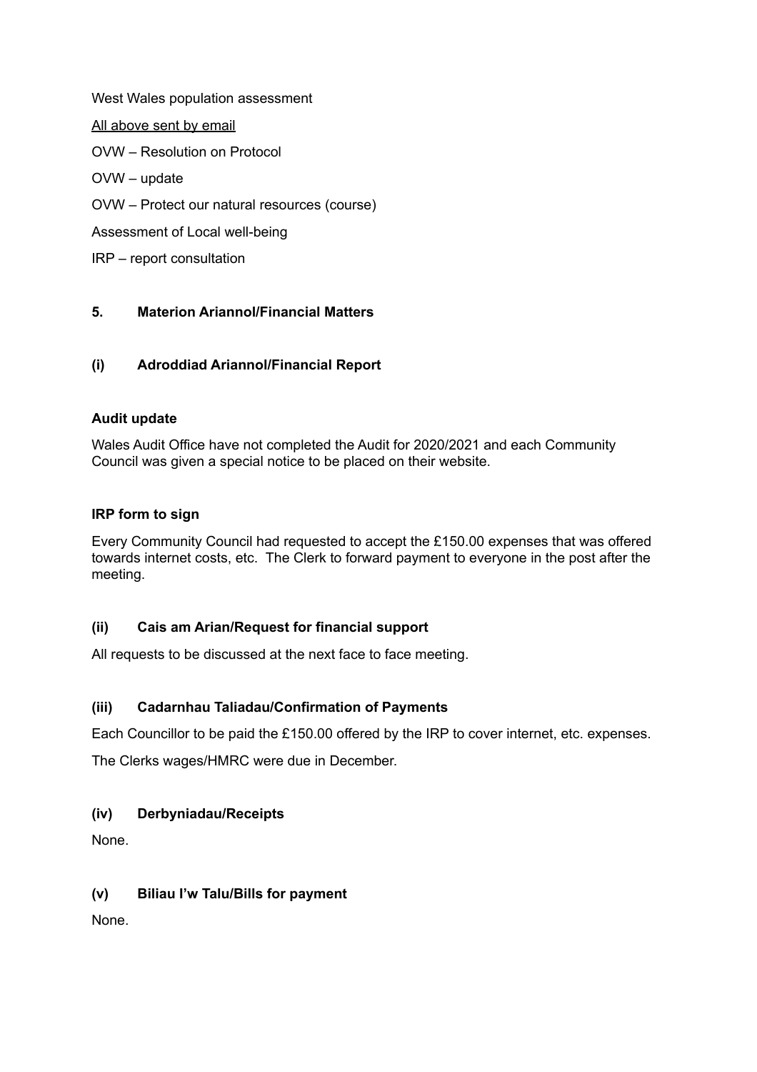West Wales population assessment

<u>All above sent by email</u>

OVW – Resolution on Protocol

OVW – update

OVW – Protect our natural resources (course)

Assessment of Local well-being

IRP – report consultation

## 5. Materion Ariannol/Financial Matters

### (i) Adroddiad Ariannol/Financial Report

**Audit update**

Wales Audit Office have not completed the Audit for 2020/2021 and each Community Council was given a special notice to be placed on their website.

**IRP form to sign**

Every Community Council had requested to accept the £150.00 expenses that was offered towards internet costs, etc. The Clerk to forward payment to everyone in the post after the meeting.

### (ii) Cais am Arian/Request for financial support

All requests to be discussed at the next face to face meeting.

### (iii) Cadarnhau Taliadau/Confirmation of Payments

Each Councillor to be paid the £150.00 offered by the IRP to cover internet, etc. expenses.

The Clerks wages/HMRC were due in December.

### (iv) Derbyniadau/Receipts

None.

### (v) Biliau I'w Talu/Bills for payment

None.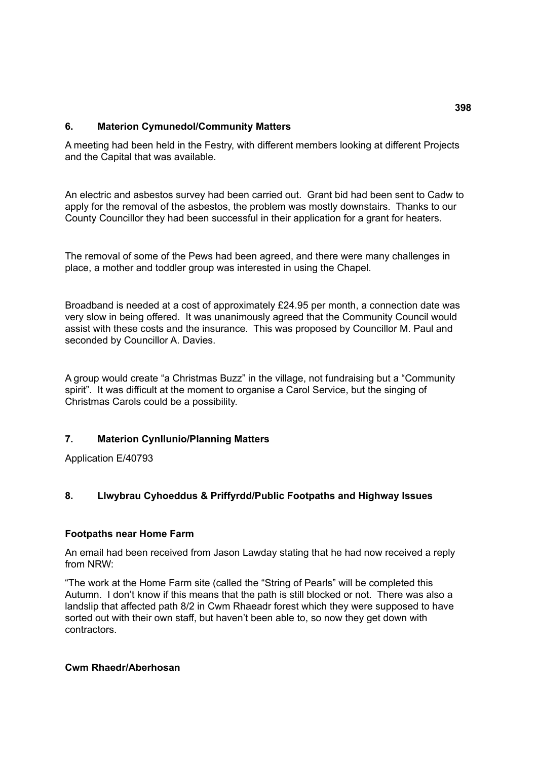## 6. Materion Cymunedol/Community Matters

A meeting had been held in the Festry, with different members looking at different Projects and the Capital that was available.

An electric and asbestos survey had been carried out. Grant bid had been sent to Cadw to apply for the removal of the asbestos, the problem was mostly downstairs. Thanks to our County Councillor they had been successful in their application for a grant for heaters.

The removal of some of the Pews had been agreed, and there were many challenges in place, a mother and toddler group was interested in using the Chapel.

Broadband is needed at a cost of approximately £24.95 per month, a connection date was very slow in being offered. It was unanimously agreed that the Community Council would assist with these costs and the insurance. This was proposed by Councillor M. Paul and seconded by Councillor A. Davies.

A group would create "a Christmas Buzz" in the village, not fundraising but a "Community spirit". It was difficult at the moment to organise a Carol Service, but the singing of Christmas Carols could be a possibility.

## 7. Materion Cynllunio/Planning Matters

Application E/40793

## 8. Llwybrau Cyhoeddus & Priffyrdd/Public Footpaths and Highway Issues

### Footpaths near Home Farm

An email had been received from Jason Lawday stating that he had now received a reply from NRW:

"The work at the Home Farm site (called the "String of Pearls" will be completed this Autumn. I don't know if this means that the path is still blocked or not. There was also a landslip that affected path 8/2 in Cwm Rhaeadr forest which they were supposed to have sorted out with their own staff, but haven't been able to, so now they get down with contractors.

### Cwm Rhaedr/Aberhosan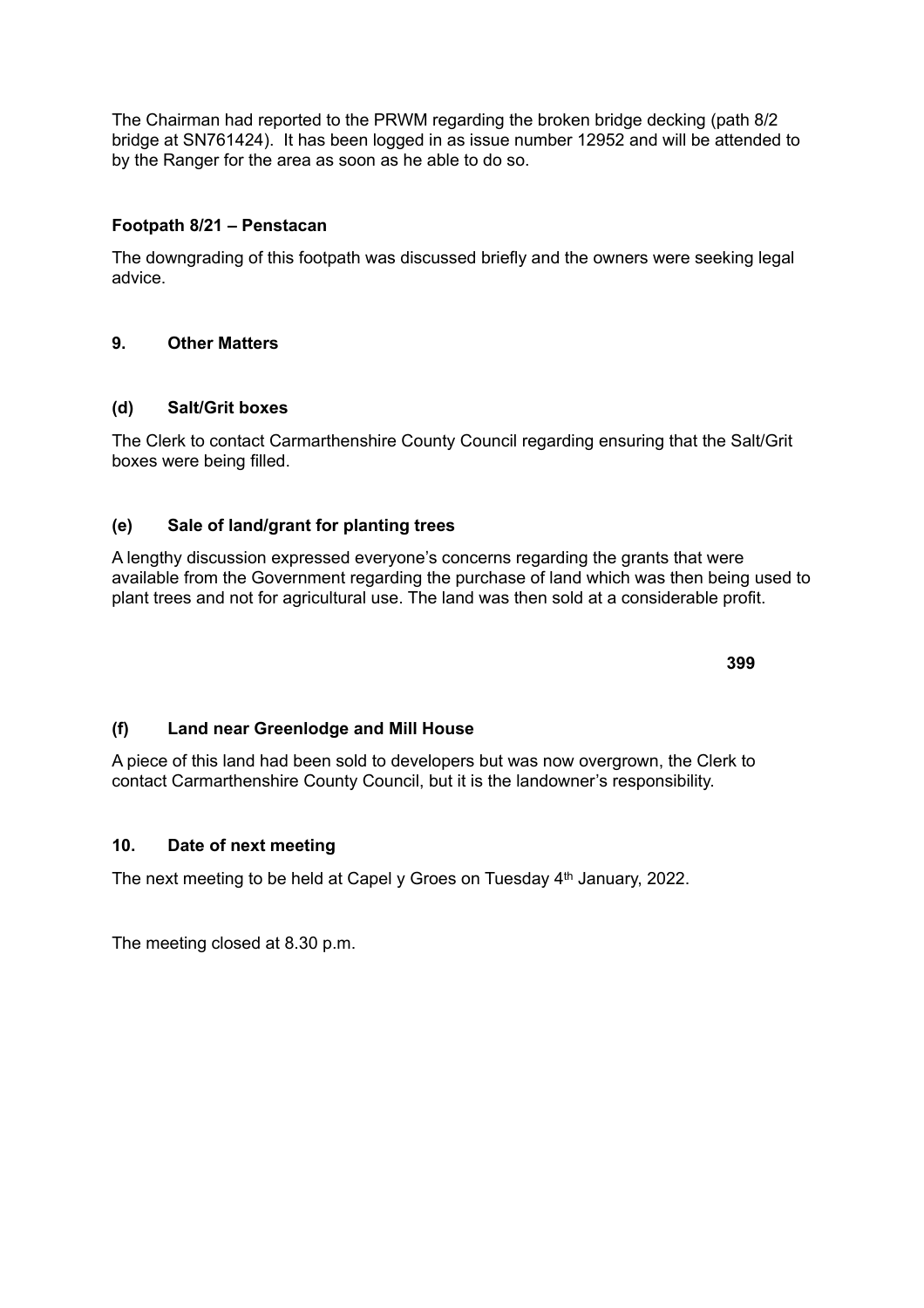The Chairman had reported to the PRWM regarding the broken bridge decking (path 8/2 bridge at SN761424). It has been logged in as issue number 12952 and will be attended to by the Ranger for the area as soon as he able to do so.

**Footpath 8/21 – Penstacan**

The downgrading of this footpath was discussed briefly and the owners were seeking legal advice.

## 9. Other Matters

### (d) Salt/Grit boxes

The Clerk to contact Carmarthenshire County Council regarding ensuring that the Salt/Grit boxes were being filled.

### (e) Sale of land/grant for planting trees

A lengthy discussion expressed everyone's concerns regarding the grants that were available from the Government regarding the purchase of land which was then being used to plant trees and not for agricultural use. The land was then sold at a considerable profit.

### (f) Land near Greenlodge and Mill House

A piece of this land had been sold to developers but was now overgrown, the Clerk to contact Carmarthenshire County Council, but it is the landowner's responsibility.

## 10. Date of next meeting

The next meeting to be held at Capel y Groes on Tuesday 4th January, 2022.

The meeting closed at 8.30 p.m.